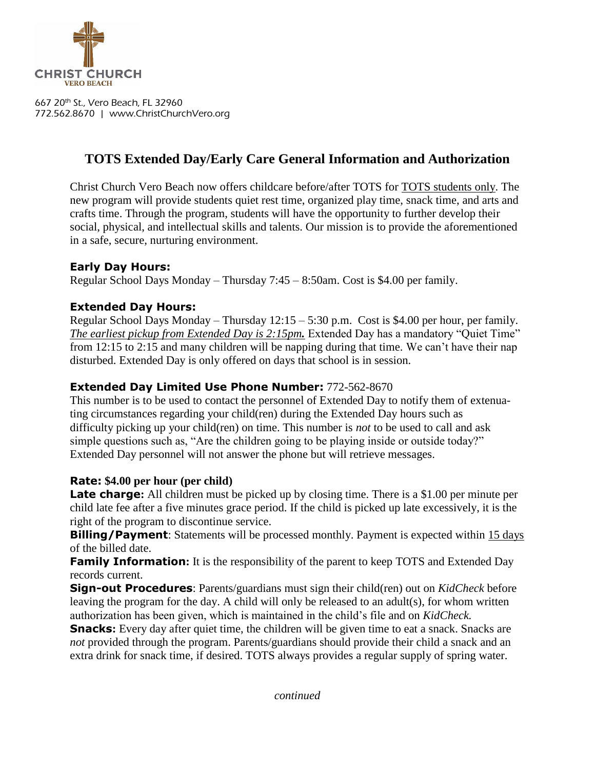CHRIST CHURCH
VERO BEACH

667 20th St., Vero Beach, FL 32960
772.562.8670 | www.ChristChurchVero.org

# TOTS Extended Day/Early Care General Information and Authorization

Christ Church Vero Beach now offers childcare before/after TOTS for TOTS students only. The new program will provide students quiet rest time, organized play time, snack time, and arts and crafts time. Through the program, students will have the opportunity to further develop their social, physical, and intellectual skills and talents. Our mission is to provide the aforementioned in a safe, secure, nurturing environment.

### Early Day Hours:

Regular School Days Monday – Thursday 7:45 – 8:50am. Cost is $4.00 per family.

### Extended Day Hours:

Regular School Days Monday – Thursday 12:15 – 5:30 p.m. Cost is $4.00 per hour, per family. ***The earliest pickup from Extended Day is 2:15pm.*** Extended Day has a mandatory "Quiet Time" from 12:15 to 2:15 and many children will be napping during that time. We can't have their nap disturbed. Extended Day is only offered on days that school is in session.

### Extended Day Limited Use Phone Number: 772-562-8670

This number is to be used to contact the personnel of Extended Day to notify them of extenuating circumstances regarding your child(ren) during the Extended Day hours such as difficulty picking up your child(ren) on time. This number is *not* to be used to call and ask simple questions such as, "Are the children going to be playing inside or outside today?" Extended Day personnel will not answer the phone but will retrieve messages.

**Rate: $4.00 per hour (per child)**

**Late charge:** All children must be picked up by closing time. There is a $1.00 per minute per child late fee after a five minutes grace period. If the child is picked up late excessively, it is the right of the program to discontinue service.

**Billing/Payment**: Statements will be processed monthly. Payment is expected within 15 days of the billed date.

**Family Information:** It is the responsibility of the parent to keep TOTS and Extended Day records current.

**Sign-out Procedures**: Parents/guardians must sign their child(ren) out on *KidCheck* before leaving the program for the day. A child will only be released to an adult(s), for whom written authorization has been given, which is maintained in the child's file and on *KidCheck.*

**Snacks:** Every day after quiet time, the children will be given time to eat a snack. Snacks are *not* provided through the program. Parents/guardians should provide their child a snack and an extra drink for snack time, if desired. TOTS always provides a regular supply of spring water.

*continued*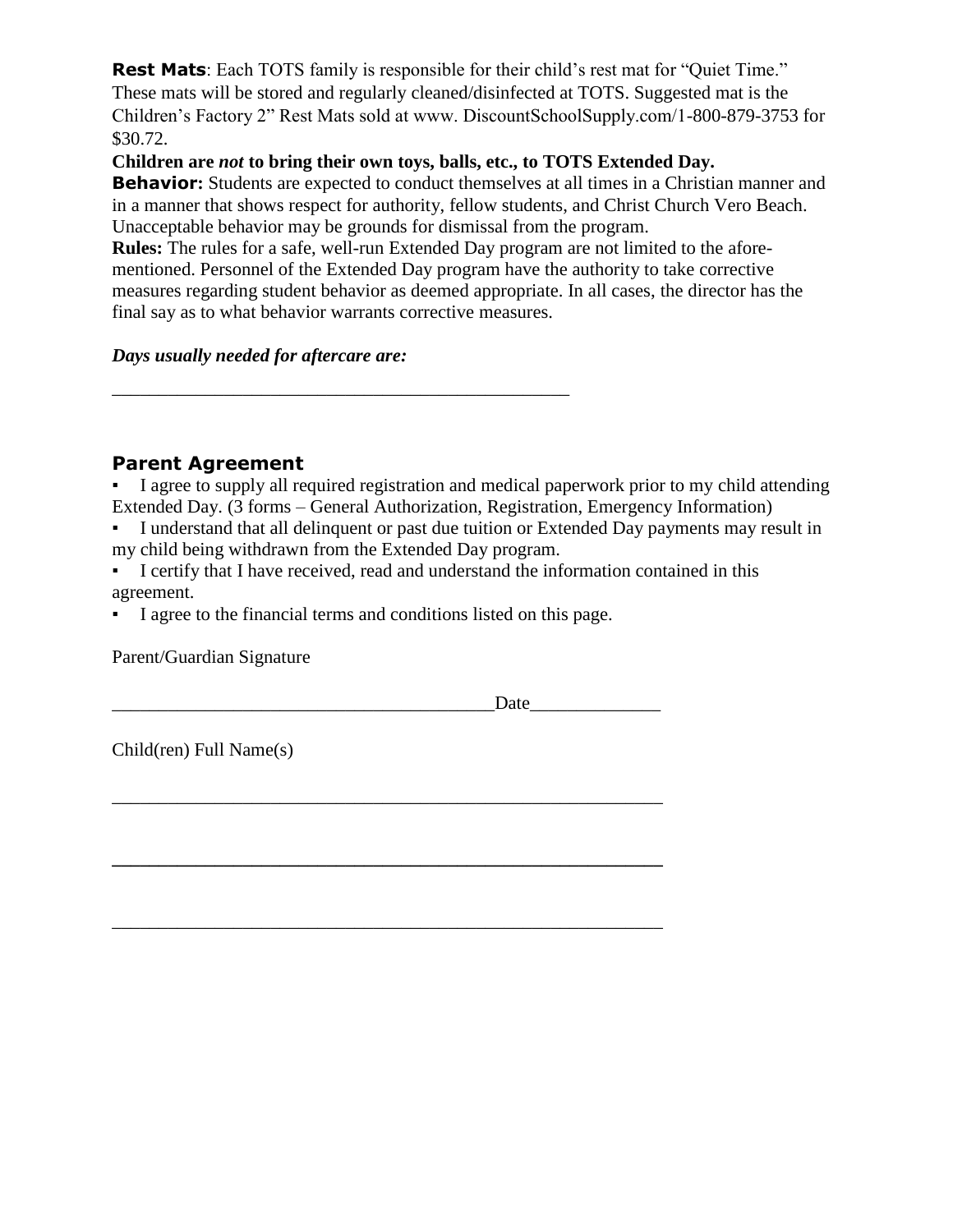**Rest Mats**: Each TOTS family is responsible for their child's rest mat for "Quiet Time." These mats will be stored and regularly cleaned/disinfected at TOTS. Suggested mat is the Children's Factory 2" Rest Mats sold at www. DiscountSchoolSupply.com/1-800-879-3753 for $30.72.

**Children are *not* to bring their own toys, balls, etc., to TOTS Extended Day.**

**Behavior:** Students are expected to conduct themselves at all times in a Christian manner and in a manner that shows respect for authority, fellow students, and Christ Church Vero Beach. Unacceptable behavior may be grounds for dismissal from the program.

**Rules:** The rules for a safe, well-run Extended Day program are not limited to the afore-mentioned. Personnel of the Extended Day program have the authority to take corrective measures regarding student behavior as deemed appropriate. In all cases, the director has the final say as to what behavior warrants corrective measures.

***Days usually needed for aftercare are:***

___________________________________________________

## Parent Agreement

- I agree to supply all required registration and medical paperwork prior to my child attending Extended Day. (3 forms – General Authorization, Registration, Emergency Information)
- I understand that all delinquent or past due tuition or Extended Day payments may result in my child being withdrawn from the Extended Day program.
- I certify that I have received, read and understand the information contained in this agreement.
- I agree to the financial terms and conditions listed on this page.

Parent/Guardian Signature

__________________________________________Date______________

Child(ren) Full Name(s)

____________________________________________________________

____________________________________________________________

____________________________________________________________